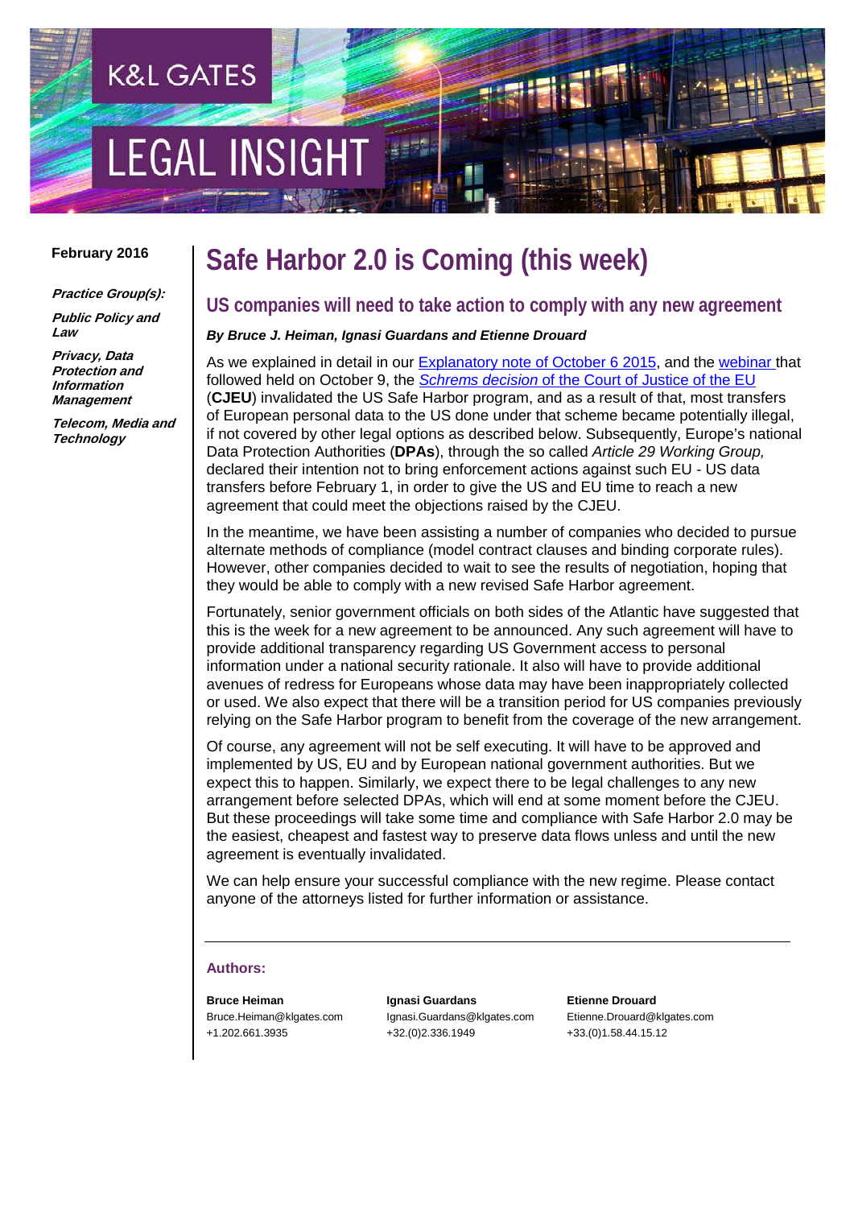K&L GATES

LEGAL INSIGHT

**February 2016**

***Practice Group(s):***

***Public Policy and Law***

***Privacy, Data Protection and Information Management***

***Telecom, Media and Technology***

# Safe Harbor 2.0 is Coming (this week)

## US companies will need to take action to comply with any new agreement

***By Bruce J. Heiman, Ignasi Guardans and Etienne Drouard***

As we explained in detail in our Explanatory note of October 6 2015, and the webinar that followed held on October 9, the *Schrems decision* of the Court of Justice of the EU (**CJEU**) invalidated the US Safe Harbor program, and as a result of that, most transfers of European personal data to the US done under that scheme became potentially illegal, if not covered by other legal options as described below. Subsequently, Europe's national Data Protection Authorities (**DPAs**), through the so called *Article 29 Working Group,* declared their intention not to bring enforcement actions against such EU - US data transfers before February 1, in order to give the US and EU time to reach a new agreement that could meet the objections raised by the CJEU.

In the meantime, we have been assisting a number of companies who decided to pursue alternate methods of compliance (model contract clauses and binding corporate rules). However, other companies decided to wait to see the results of negotiation, hoping that they would be able to comply with a new revised Safe Harbor agreement.

Fortunately, senior government officials on both sides of the Atlantic have suggested that this is the week for a new agreement to be announced. Any such agreement will have to provide additional transparency regarding US Government access to personal information under a national security rationale. It also will have to provide additional avenues of redress for Europeans whose data may have been inappropriately collected or used. We also expect that there will be a transition period for US companies previously relying on the Safe Harbor program to benefit from the coverage of the new arrangement.

Of course, any agreement will not be self executing. It will have to be approved and implemented by US, EU and by European national government authorities. But we expect this to happen. Similarly, we expect there to be legal challenges to any new arrangement before selected DPAs, which will end at some moment before the CJEU. But these proceedings will take some time and compliance with Safe Harbor 2.0 may be the easiest, cheapest and fastest way to preserve data flows unless and until the new agreement is eventually invalidated.

We can help ensure your successful compliance with the new regime. Please contact anyone of the attorneys listed for further information or assistance.

---

### Authors:

**Bruce Heiman**
Bruce.Heiman@klgates.com
+1.202.661.3935

**Ignasi Guardans**
Ignasi.Guardans@klgates.com
+32.(0)2.336.1949

**Etienne Drouard**
Etienne.Drouard@klgates.com
+33.(0)1.58.44.15.12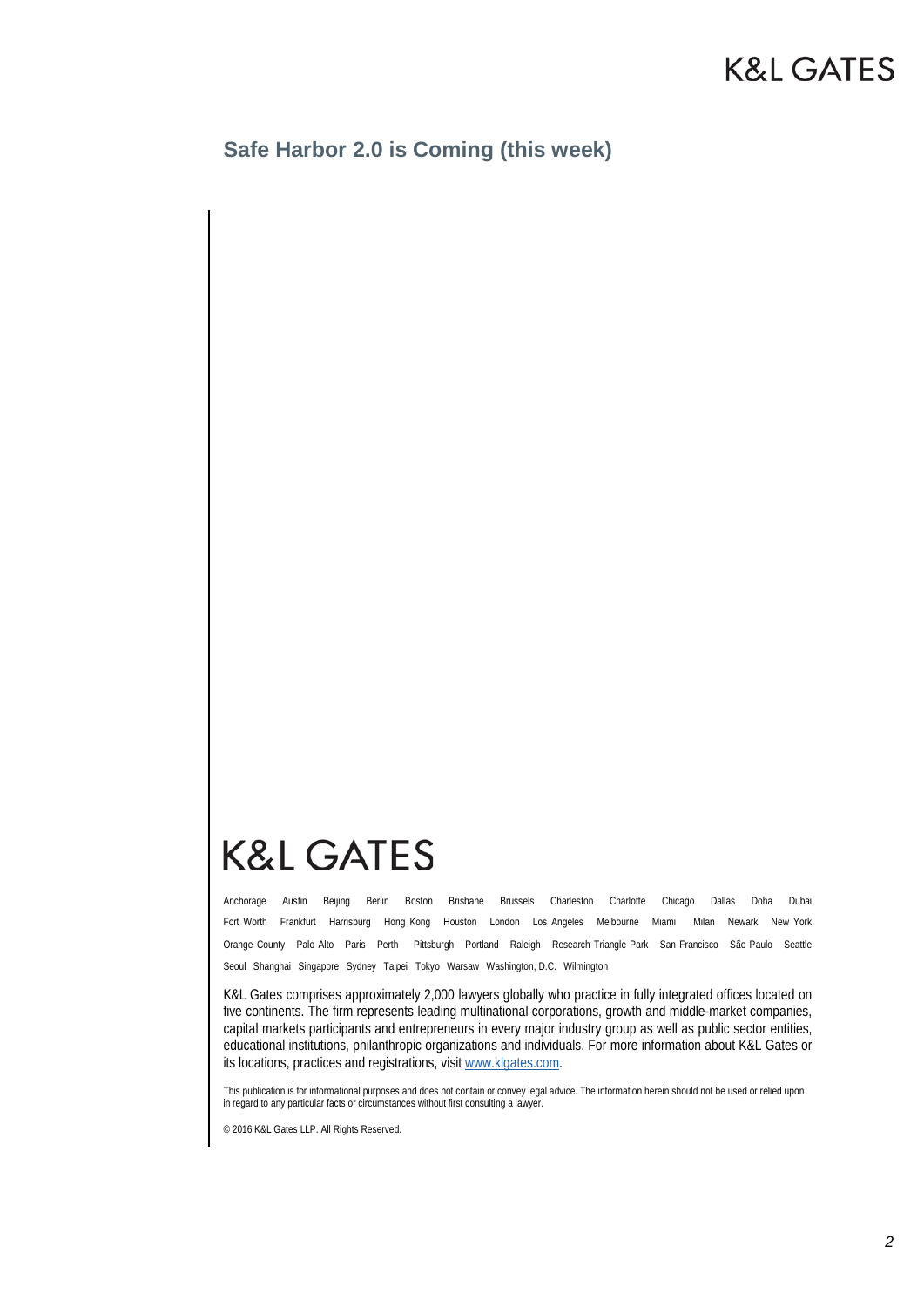## Safe Harbor 2.0 is Coming (this week)

# K&L GATES

Anchorage Austin Beijing Berlin Boston Brisbane Brussels Charleston Charlotte Chicago Dallas Doha Dubai Fort Worth Frankfurt Harrisburg Hong Kong Houston London Los Angeles Melbourne Miami Milan Newark New York Orange County Palo Alto Paris Perth Pittsburgh Portland Raleigh Research Triangle Park San Francisco São Paulo Seattle Seoul Shanghai Singapore Sydney Taipei Tokyo Warsaw Washington, D.C. Wilmington

K&L Gates comprises approximately 2,000 lawyers globally who practice in fully integrated offices located on five continents. The firm represents leading multinational corporations, growth and middle-market companies, capital markets participants and entrepreneurs in every major industry group as well as public sector entities, educational institutions, philanthropic organizations and individuals. For more information about K&L Gates or its locations, practices and registrations, visit www.klgates.com.

This publication is for informational purposes and does not contain or convey legal advice. The information herein should not be used or relied upon in regard to any particular facts or circumstances without first consulting a lawyer.

© 2016 K&L Gates LLP. All Rights Reserved.